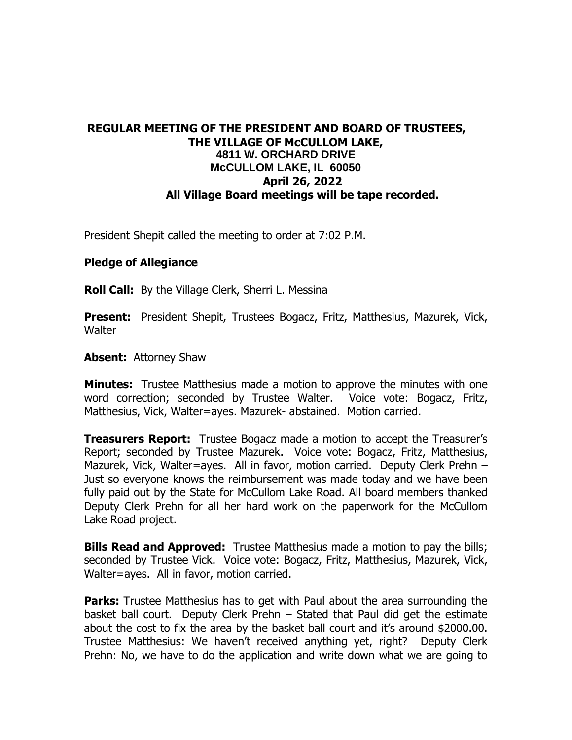# REGULAR MEETING OF THE PRESIDENT AND BOARD OF TRUSTEES, THE VILLAGE OF McCULLOM LAKE,

**4811 W. ORCHARD DRIVE**
**McCULLOM LAKE, IL 60050**
**April 26, 2022**
**All Village Board meetings will be tape recorded.**

President Shepit called the meeting to order at 7:02 P.M.

**Pledge of Allegiance**

**Roll Call:** By the Village Clerk, Sherri L. Messina

**Present:** President Shepit, Trustees Bogacz, Fritz, Matthesius, Mazurek, Vick, Walter

**Absent:** Attorney Shaw

**Minutes:** Trustee Matthesius made a motion to approve the minutes with one word correction; seconded by Trustee Walter. Voice vote: Bogacz, Fritz, Matthesius, Vick, Walter=ayes. Mazurek- abstained. Motion carried.

**Treasurers Report:** Trustee Bogacz made a motion to accept the Treasurer's Report; seconded by Trustee Mazurek. Voice vote: Bogacz, Fritz, Matthesius, Mazurek, Vick, Walter=ayes. All in favor, motion carried. Deputy Clerk Prehn – Just so everyone knows the reimbursement was made today and we have been fully paid out by the State for McCullom Lake Road. All board members thanked Deputy Clerk Prehn for all her hard work on the paperwork for the McCullom Lake Road project.

**Bills Read and Approved:** Trustee Matthesius made a motion to pay the bills; seconded by Trustee Vick. Voice vote: Bogacz, Fritz, Matthesius, Mazurek, Vick, Walter=ayes. All in favor, motion carried.

**Parks:** Trustee Matthesius has to get with Paul about the area surrounding the basket ball court. Deputy Clerk Prehn – Stated that Paul did get the estimate about the cost to fix the area by the basket ball court and it's around $2000.00. Trustee Matthesius: We haven't received anything yet, right? Deputy Clerk Prehn: No, we have to do the application and write down what we are going to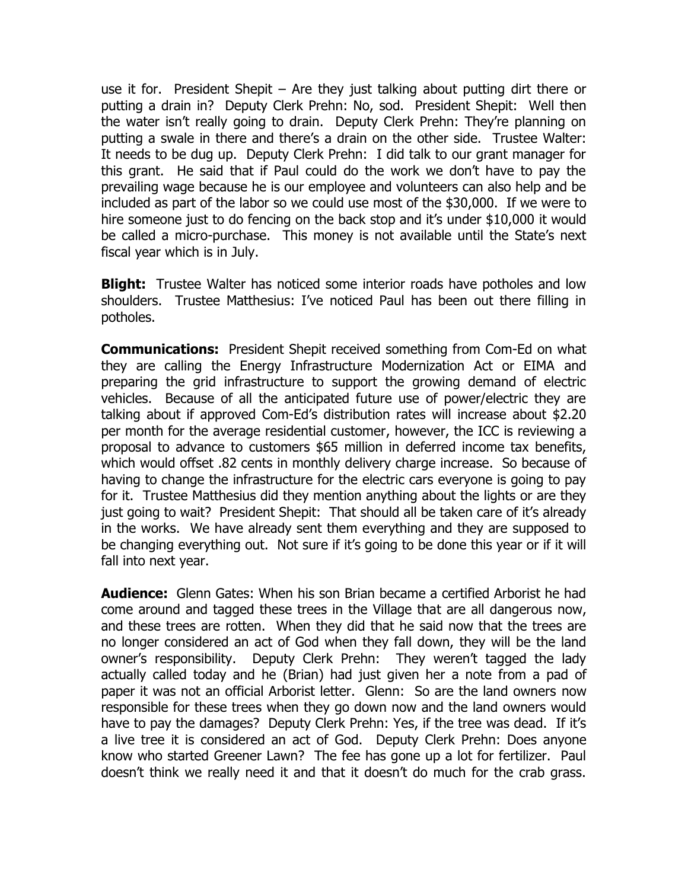use it for. President Shepit – Are they just talking about putting dirt there or putting a drain in? Deputy Clerk Prehn: No, sod. President Shepit: Well then the water isn't really going to drain. Deputy Clerk Prehn: They're planning on putting a swale in there and there's a drain on the other side. Trustee Walter: It needs to be dug up. Deputy Clerk Prehn: I did talk to our grant manager for this grant. He said that if Paul could do the work we don't have to pay the prevailing wage because he is our employee and volunteers can also help and be included as part of the labor so we could use most of the $30,000. If we were to hire someone just to do fencing on the back stop and it's under $10,000 it would be called a micro-purchase. This money is not available until the State's next fiscal year which is in July.

**Blight:** Trustee Walter has noticed some interior roads have potholes and low shoulders. Trustee Matthesius: I've noticed Paul has been out there filling in potholes.

**Communications:** President Shepit received something from Com-Ed on what they are calling the Energy Infrastructure Modernization Act or EIMA and preparing the grid infrastructure to support the growing demand of electric vehicles. Because of all the anticipated future use of power/electric they are talking about if approved Com-Ed's distribution rates will increase about $2.20 per month for the average residential customer, however, the ICC is reviewing a proposal to advance to customers $65 million in deferred income tax benefits, which would offset .82 cents in monthly delivery charge increase. So because of having to change the infrastructure for the electric cars everyone is going to pay for it. Trustee Matthesius did they mention anything about the lights or are they just going to wait? President Shepit: That should all be taken care of it's already in the works. We have already sent them everything and they are supposed to be changing everything out. Not sure if it's going to be done this year or if it will fall into next year.

**Audience:** Glenn Gates: When his son Brian became a certified Arborist he had come around and tagged these trees in the Village that are all dangerous now, and these trees are rotten. When they did that he said now that the trees are no longer considered an act of God when they fall down, they will be the land owner's responsibility. Deputy Clerk Prehn: They weren't tagged the lady actually called today and he (Brian) had just given her a note from a pad of paper it was not an official Arborist letter. Glenn: So are the land owners now responsible for these trees when they go down now and the land owners would have to pay the damages? Deputy Clerk Prehn: Yes, if the tree was dead. If it's a live tree it is considered an act of God. Deputy Clerk Prehn: Does anyone know who started Greener Lawn? The fee has gone up a lot for fertilizer. Paul doesn't think we really need it and that it doesn't do much for the crab grass.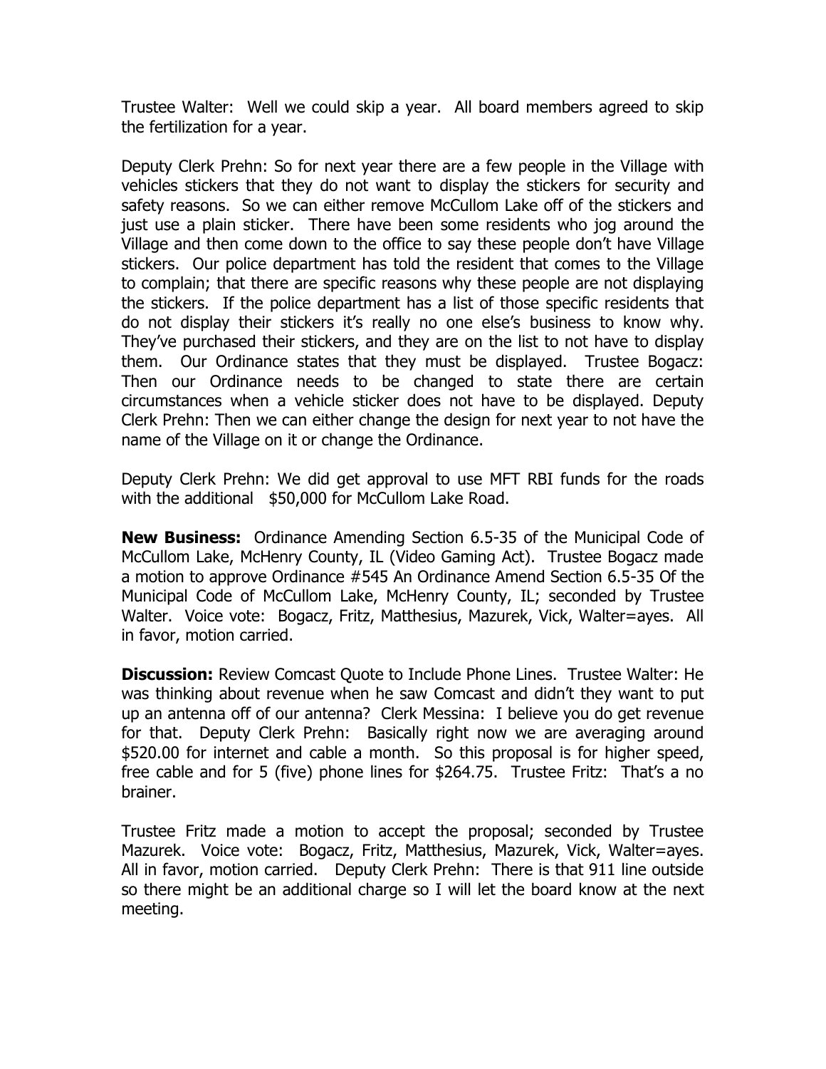Trustee Walter: Well we could skip a year. All board members agreed to skip the fertilization for a year.

Deputy Clerk Prehn: So for next year there are a few people in the Village with vehicles stickers that they do not want to display the stickers for security and safety reasons. So we can either remove McCullom Lake off of the stickers and just use a plain sticker. There have been some residents who jog around the Village and then come down to the office to say these people don't have Village stickers. Our police department has told the resident that comes to the Village to complain; that there are specific reasons why these people are not displaying the stickers. If the police department has a list of those specific residents that do not display their stickers it's really no one else's business to know why. They've purchased their stickers, and they are on the list to not have to display them. Our Ordinance states that they must be displayed. Trustee Bogacz: Then our Ordinance needs to be changed to state there are certain circumstances when a vehicle sticker does not have to be displayed. Deputy Clerk Prehn: Then we can either change the design for next year to not have the name of the Village on it or change the Ordinance.

Deputy Clerk Prehn: We did get approval to use MFT RBI funds for the roads with the additional $50,000 for McCullom Lake Road.

**New Business:** Ordinance Amending Section 6.5-35 of the Municipal Code of McCullom Lake, McHenry County, IL (Video Gaming Act). Trustee Bogacz made a motion to approve Ordinance #545 An Ordinance Amend Section 6.5-35 Of the Municipal Code of McCullom Lake, McHenry County, IL; seconded by Trustee Walter. Voice vote: Bogacz, Fritz, Matthesius, Mazurek, Vick, Walter=ayes. All in favor, motion carried.

**Discussion:** Review Comcast Quote to Include Phone Lines. Trustee Walter: He was thinking about revenue when he saw Comcast and didn't they want to put up an antenna off of our antenna? Clerk Messina: I believe you do get revenue for that. Deputy Clerk Prehn: Basically right now we are averaging around $520.00 for internet and cable a month. So this proposal is for higher speed, free cable and for 5 (five) phone lines for $264.75. Trustee Fritz: That's a no brainer.

Trustee Fritz made a motion to accept the proposal; seconded by Trustee Mazurek. Voice vote: Bogacz, Fritz, Matthesius, Mazurek, Vick, Walter=ayes. All in favor, motion carried. Deputy Clerk Prehn: There is that 911 line outside so there might be an additional charge so I will let the board know at the next meeting.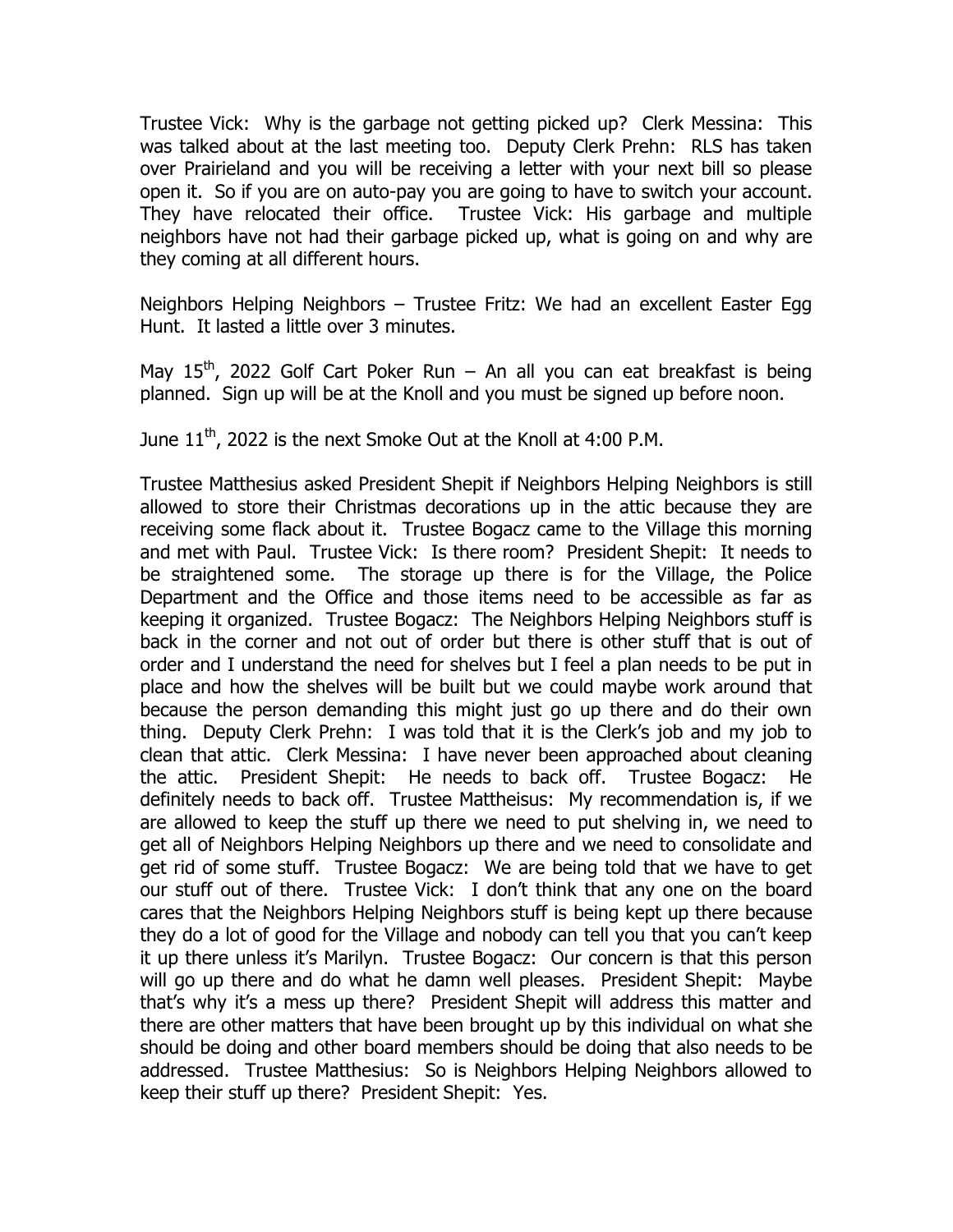Trustee Vick: Why is the garbage not getting picked up? Clerk Messina: This was talked about at the last meeting too. Deputy Clerk Prehn: RLS has taken over Prairieland and you will be receiving a letter with your next bill so please open it. So if you are on auto-pay you are going to have to switch your account. They have relocated their office. Trustee Vick: His garbage and multiple neighbors have not had their garbage picked up, what is going on and why are they coming at all different hours.

Neighbors Helping Neighbors – Trustee Fritz: We had an excellent Easter Egg Hunt. It lasted a little over 3 minutes.

May 15th, 2022 Golf Cart Poker Run – An all you can eat breakfast is being planned. Sign up will be at the Knoll and you must be signed up before noon.

June 11th, 2022 is the next Smoke Out at the Knoll at 4:00 P.M.

Trustee Matthesius asked President Shepit if Neighbors Helping Neighbors is still allowed to store their Christmas decorations up in the attic because they are receiving some flack about it. Trustee Bogacz came to the Village this morning and met with Paul. Trustee Vick: Is there room? President Shepit: It needs to be straightened some. The storage up there is for the Village, the Police Department and the Office and those items need to be accessible as far as keeping it organized. Trustee Bogacz: The Neighbors Helping Neighbors stuff is back in the corner and not out of order but there is other stuff that is out of order and I understand the need for shelves but I feel a plan needs to be put in place and how the shelves will be built but we could maybe work around that because the person demanding this might just go up there and do their own thing. Deputy Clerk Prehn: I was told that it is the Clerk's job and my job to clean that attic. Clerk Messina: I have never been approached about cleaning the attic. President Shepit: He needs to back off. Trustee Bogacz: He definitely needs to back off. Trustee Mattheisus: My recommendation is, if we are allowed to keep the stuff up there we need to put shelving in, we need to get all of Neighbors Helping Neighbors up there and we need to consolidate and get rid of some stuff. Trustee Bogacz: We are being told that we have to get our stuff out of there. Trustee Vick: I don't think that any one on the board cares that the Neighbors Helping Neighbors stuff is being kept up there because they do a lot of good for the Village and nobody can tell you that you can't keep it up there unless it's Marilyn. Trustee Bogacz: Our concern is that this person will go up there and do what he damn well pleases. President Shepit: Maybe that's why it's a mess up there? President Shepit will address this matter and there are other matters that have been brought up by this individual on what she should be doing and other board members should be doing that also needs to be addressed. Trustee Matthesius: So is Neighbors Helping Neighbors allowed to keep their stuff up there? President Shepit: Yes.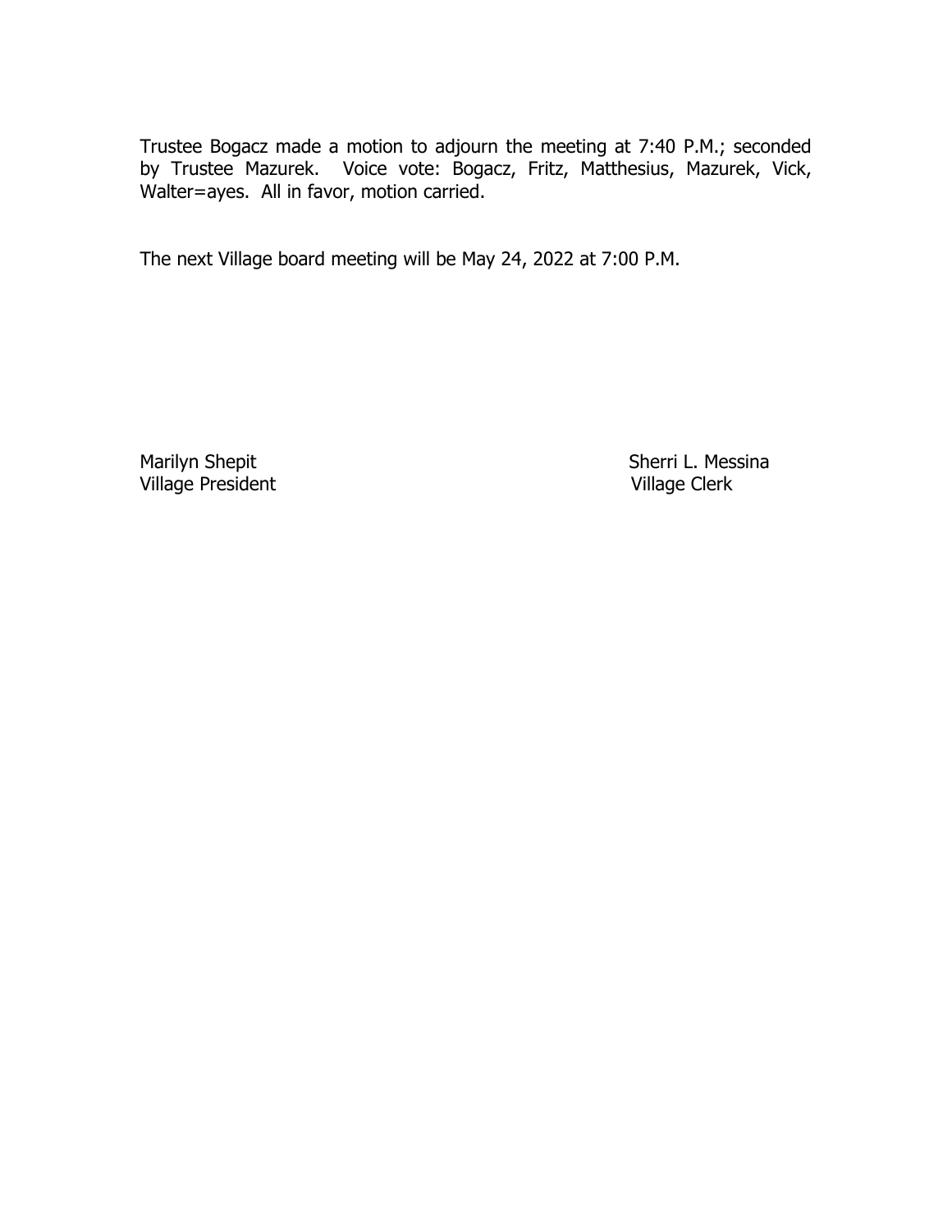Trustee Bogacz made a motion to adjourn the meeting at 7:40 P.M.; seconded by Trustee Mazurek. Voice vote: Bogacz, Fritz, Matthesius, Mazurek, Vick, Walter=ayes. All in favor, motion carried.

The next Village board meeting will be May 24, 2022 at 7:00 P.M.

| | |
|---|---|
| Marilyn Shepit | Sherri L. Messina |
| Village President | Village Clerk |